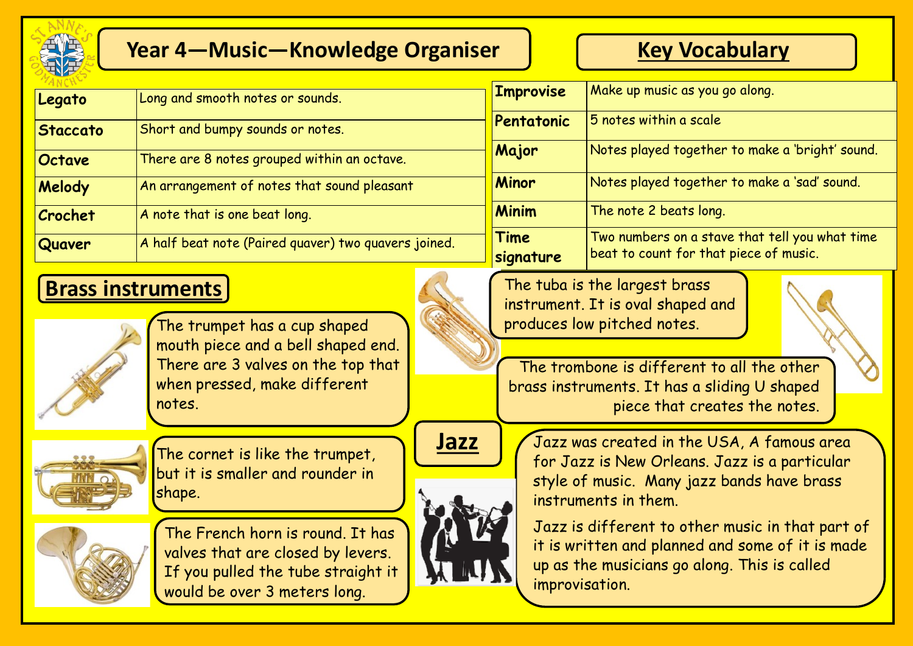# Year 4—Music—Knowledge Organiser

| | |
|---|---|
| **Legato** | Long and smooth notes or sounds. |
| **Staccato** | Short and bumpy sounds or notes. |
| **Octave** | There are 8 notes grouped within an octave. |
| **Melody** | An arrangement of notes that sound pleasant |
| **Crochet** | A note that is one beat long. |
| **Quaver** | A half beat note (Paired quaver) two quavers joined. |

## Key Vocabulary

| | |
|---|---|
| **Improvise** | Make up music as you go along. |
| **Pentatonic** | 5 notes within a scale |
| **Major** | Notes played together to make a 'bright' sound. |
| **Minor** | Notes played together to make a 'sad' sound. |
| **Minim** | The note 2 beats long. |
| **Time signature** | Two numbers on a stave that tell you what time beat to count for that piece of music. |

## Brass instruments

The trumpet has a cup shaped mouth piece and a bell shaped end. There are 3 valves on the top that when pressed, make different notes.

The cornet is like the trumpet, but it is smaller and rounder in shape.

The French horn is round. It has valves that are closed by levers. If you pulled the tube straight it would be over 3 meters long.

The tuba is the largest brass instrument. It is oval shaped and produces low pitched notes.

The trombone is different to all the other brass instruments. It has a sliding U shaped piece that creates the notes.

## Jazz

Jazz was created in the USA, A famous area for Jazz is New Orleans. Jazz is a particular style of music. Many jazz bands have brass instruments in them.

Jazz is different to other music in that part of it is written and planned and some of it is made up as the musicians go along. This is called improvisation.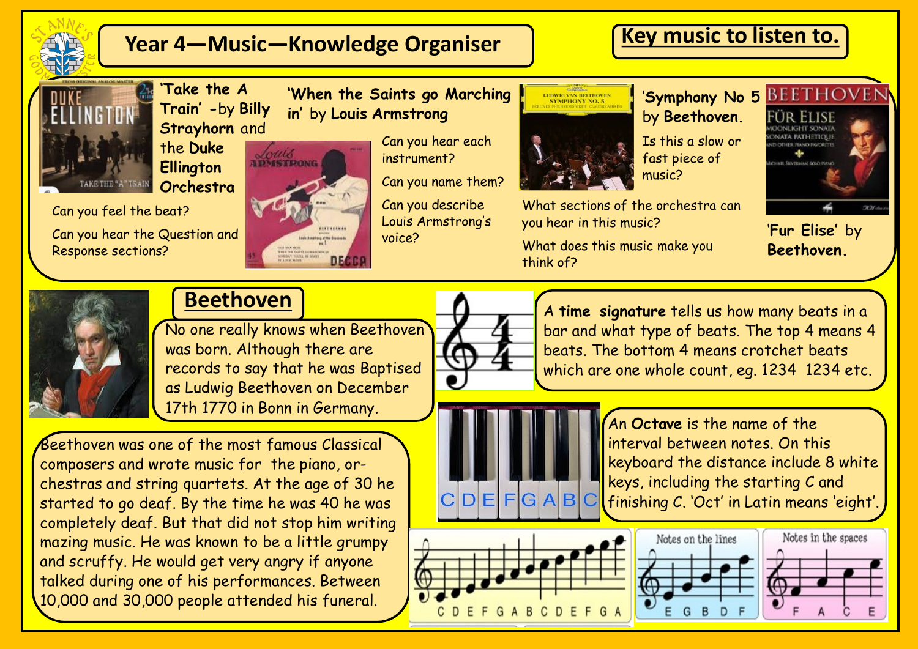# Year 4—Music—Knowledge Organiser

## Key music to listen to.

**'Take the A Train'** -by **Billy Strayhorn** and the **Duke Ellington Orchestra**

Can you feel the beat?

Can you hear the Question and Response sections?

**'When the Saints go Marching in'** by **Louis Armstrong**

Can you hear each instrument?

Can you name them?

Can you describe Louis Armstrong's voice?

**'Symphony No 5** by **Beethoven.**

Is this a slow or fast piece of music?

What sections of the orchestra can you hear in this music?

What does this music make you think of?

**'Fur Elise'** by **Beethoven.**

## Beethoven

No one really knows when Beethoven was born. Although there are records to say that he was Baptised as Ludwig Beethoven on December 17th 1770 in Bonn in Germany.

Beethoven was one of the most famous Classical composers and wrote music for the piano, or-chestras and string quartets. At the age of 30 he started to go deaf. By the time he was 40 he was completely deaf. But that did not stop him writing mazing music. He was known to be a little grumpy and scruffy. He would get very angry if anyone talked during one of his performances. Between 10,000 and 30,000 people attended his funeral.

A **time signature** tells us how many beats in a bar and what type of beats. The top 4 means 4 beats. The bottom 4 means crotchet beats which are one whole count, eg. 1234 1234 etc.

C D E F G A B C

An **Octave** is the name of the interval between notes. On this keyboard the distance include 8 white keys, including the starting C and finishing C. 'Oct' in Latin means 'eight'.

C D E F G A B C D E F G A

Notes on the lines

E G B D F

Notes in the spaces

F A C E